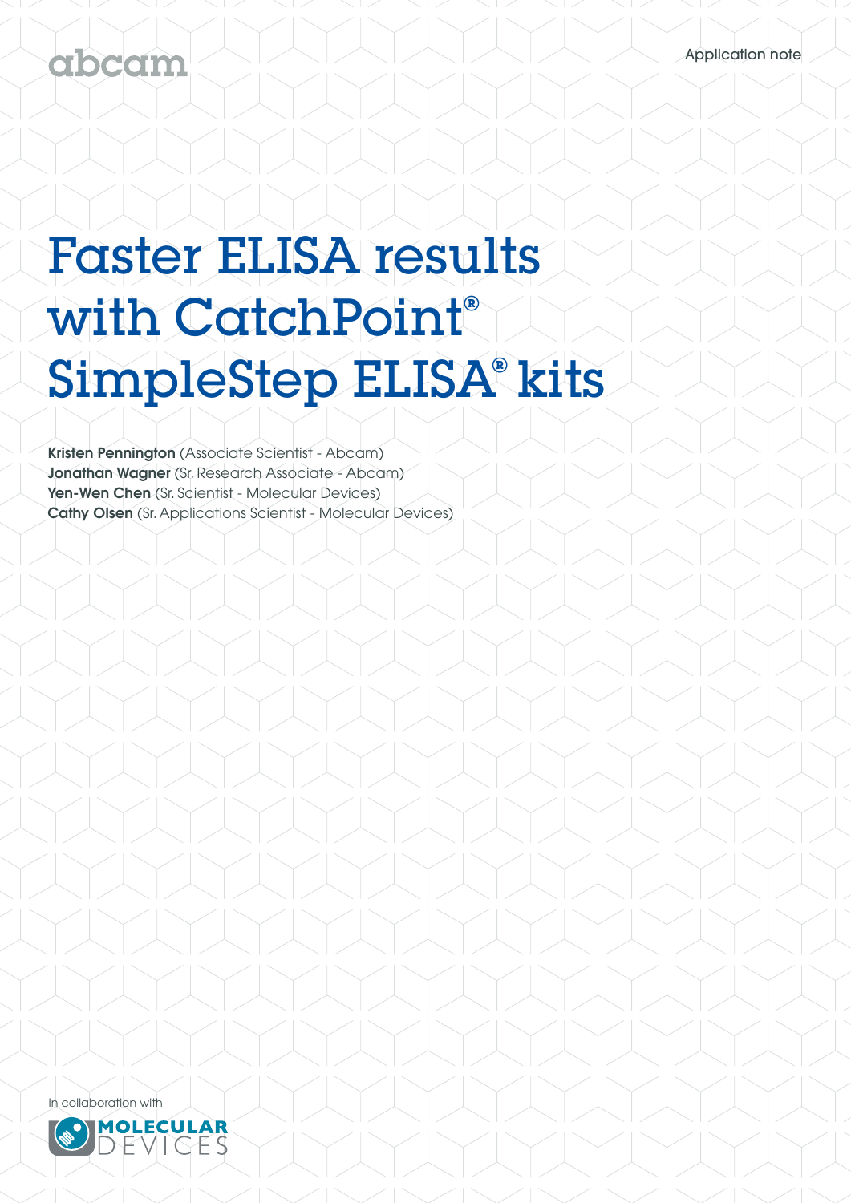abcam

Application note

# Faster ELISA results with CatchPoint® SimpleStep ELISA® kits

**Kristen Pennington** (Associate Scientist - Abcam)
**Jonathan Wagner** (Sr. Research Associate - Abcam)
**Yen-Wen Chen** (Sr. Scientist - Molecular Devices)
**Cathy Olsen** (Sr. Applications Scientist - Molecular Devices)

In collaboration with

MOLECULAR DEVICES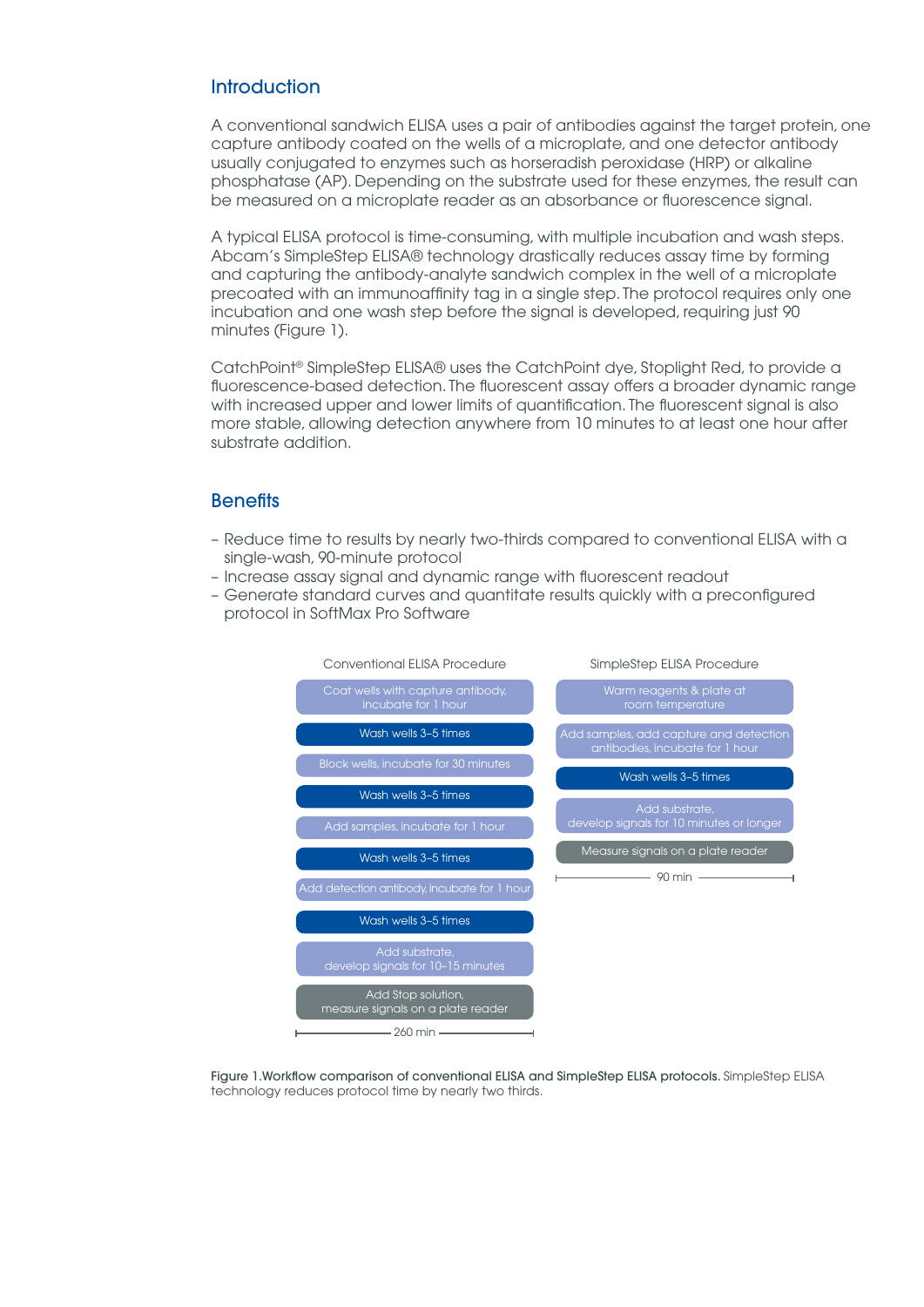## Introduction

A conventional sandwich ELISA uses a pair of antibodies against the target protein, one capture antibody coated on the wells of a microplate, and one detector antibody usually conjugated to enzymes such as horseradish peroxidase (HRP) or alkaline phosphatase (AP). Depending on the substrate used for these enzymes, the result can be measured on a microplate reader as an absorbance or fluorescence signal.

A typical ELISA protocol is time-consuming, with multiple incubation and wash steps. Abcam's SimpleStep ELISA® technology drastically reduces assay time by forming and capturing the antibody-analyte sandwich complex in the well of a microplate precoated with an immunoaffinity tag in a single step. The protocol requires only one incubation and one wash step before the signal is developed, requiring just 90 minutes (Figure 1).

CatchPoint® SimpleStep ELISA® uses the CatchPoint dye, Stoplight Red, to provide a fluorescence-based detection. The fluorescent assay offers a broader dynamic range with increased upper and lower limits of quantification. The fluorescent signal is also more stable, allowing detection anywhere from 10 minutes to at least one hour after substrate addition.

## Benefits

- Reduce time to results by nearly two-thirds compared to conventional ELISA with a single-wash, 90-minute protocol
- Increase assay signal and dynamic range with fluorescent readout
- Generate standard curves and quantitate results quickly with a preconfigured protocol in SoftMax Pro Software

| Conventional ELISA Procedure | SimpleStep ELISA Procedure |
|---|---|
| Coat wells with capture antibody, incubate for 1 hour | Warm reagents & plate at room temperature |
| Wash wells 3–5 times | Add samples, add capture and detection antibodies, incubate for 1 hour |
| Block wells, incubate for 30 minutes | Wash wells 3–5 times |
| Wash wells 3–5 times | Add substrate, develop signals for 10 minutes or longer |
| Add samples, incubate for 1 hour | Measure signals on a plate reader |
| Wash wells 3–5 times | 90 min |
| Add detection antibody, incubate for 1 hour | |
| Wash wells 3–5 times | |
| Add substrate, develop signals for 10–15 minutes | |
| Add Stop solution, measure signals on a plate reader | |
| 260 min | |

**Figure 1.Workflow comparison of conventional ELISA and SimpleStep ELISA protocols.** SimpleStep ELISA technology reduces protocol time by nearly two thirds.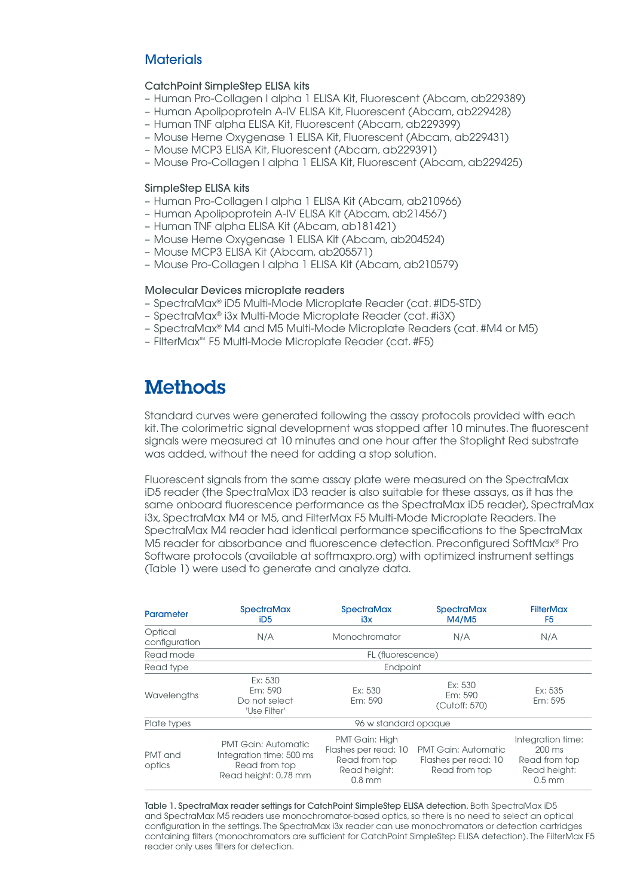## Materials

### CatchPoint SimpleStep ELISA kits

- Human Pro-Collagen I alpha 1 ELISA Kit, Fluorescent (Abcam, ab229389)
- Human Apolipoprotein A-IV ELISA Kit, Fluorescent (Abcam, ab229428)
- Human TNF alpha ELISA Kit, Fluorescent (Abcam, ab229399)
- Mouse Heme Oxygenase 1 ELISA Kit, Fluorescent (Abcam, ab229431)
- Mouse MCP3 ELISA Kit, Fluorescent (Abcam, ab229391)
- Mouse Pro-Collagen I alpha 1 ELISA Kit, Fluorescent (Abcam, ab229425)

### SimpleStep ELISA kits

- Human Pro-Collagen I alpha 1 ELISA Kit (Abcam, ab210966)
- Human Apolipoprotein A-IV ELISA Kit (Abcam, ab214567)
- Human TNF alpha ELISA Kit (Abcam, ab181421)
- Mouse Heme Oxygenase 1 ELISA Kit (Abcam, ab204524)
- Mouse MCP3 ELISA Kit (Abcam, ab205571)
- Mouse Pro-Collagen I alpha 1 ELISA Kit (Abcam, ab210579)

### Molecular Devices microplate readers

- SpectraMax® iD5 Multi-Mode Microplate Reader (cat. #ID5-STD)
- SpectraMax® i3x Multi-Mode Microplate Reader (cat. #i3X)
- SpectraMax® M4 and M5 Multi-Mode Microplate Readers (cat. #M4 or M5)
- FilterMax™ F5 Multi-Mode Microplate Reader (cat. #F5)

# Methods

Standard curves were generated following the assay protocols provided with each kit. The colorimetric signal development was stopped after 10 minutes. The fluorescent signals were measured at 10 minutes and one hour after the Stoplight Red substrate was added, without the need for adding a stop solution.

Fluorescent signals from the same assay plate were measured on the SpectraMax iD5 reader (the SpectraMax iD3 reader is also suitable for these assays, as it has the same onboard fluorescence performance as the SpectraMax iD5 reader), SpectraMax i3x, SpectraMax M4 or M5, and FilterMax F5 Multi-Mode Microplate Readers. The SpectraMax M4 reader had identical performance specifications to the SpectraMax M5 reader for absorbance and fluorescence detection. Preconfigured SoftMax® Pro Software protocols (available at softmaxpro.org) with optimized instrument settings (Table 1) were used to generate and analyze data.

| Parameter | SpectraMax iD5 | SpectraMax i3x | SpectraMax M4/M5 | FilterMax F5 |
|---|---|---|---|---|
| Optical configuration | N/A | Monochromator | N/A | N/A |
| Read mode | FL (fluorescence) | | | |
| Read type | Endpoint | | | |
| Wavelengths | Ex: 530<br>Em: 590<br>Do not select 'Use Filter' | Ex: 530<br>Em: 590 | Ex: 530<br>Em: 590<br>(Cutoff: 570) | Ex: 535<br>Em: 595 |
| Plate types | 96 w standard opaque | | | |
| PMT and optics | PMT Gain: Automatic<br>Integration time: 500 ms<br>Read from top<br>Read height: 0.78 mm | PMT Gain: High<br>Flashes per read: 10<br>Read from top<br>Read height: 0.8 mm | PMT Gain: Automatic<br>Flashes per read: 10<br>Read from top | Integration time: 200 ms<br>Read from top<br>Read height: 0.5 mm |

**Table 1. SpectraMax reader settings for CatchPoint SimpleStep ELISA detection.** Both SpectraMax iD5 and SpectraMax M5 readers use monochromator-based optics, so there is no need to select an optical configuration in the settings. The SpectraMax i3x reader can use monochromators or detection cartridges containing filters (monochromators are sufficient for CatchPoint SimpleStep ELISA detection). The FilterMax F5 reader only uses filters for detection.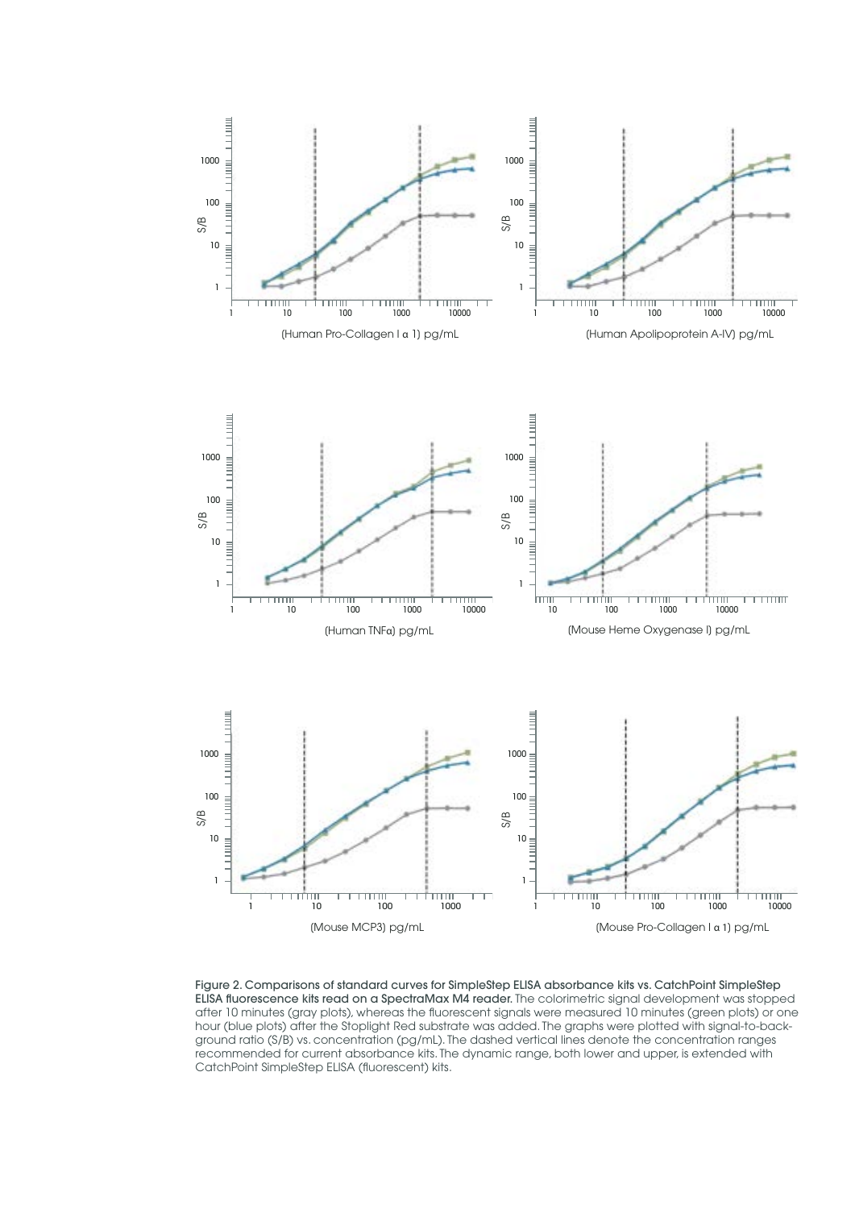**Figure 2. Comparisons of standard curves for SimpleStep ELISA absorbance kits vs. CatchPoint SimpleStep ELISA fluorescence kits read on a SpectraMax M4 reader.** The colorimetric signal development was stopped after 10 minutes (gray plots), whereas the fluorescent signals were measured 10 minutes (green plots) or one hour (blue plots) after the Stoplight Red substrate was added. The graphs were plotted with signal-to-background ratio (S/B) vs. concentration (pg/mL). The dashed vertical lines denote the concentration ranges recommended for current absorbance kits. The dynamic range, both lower and upper, is extended with CatchPoint SimpleStep ELISA (fluorescent) kits.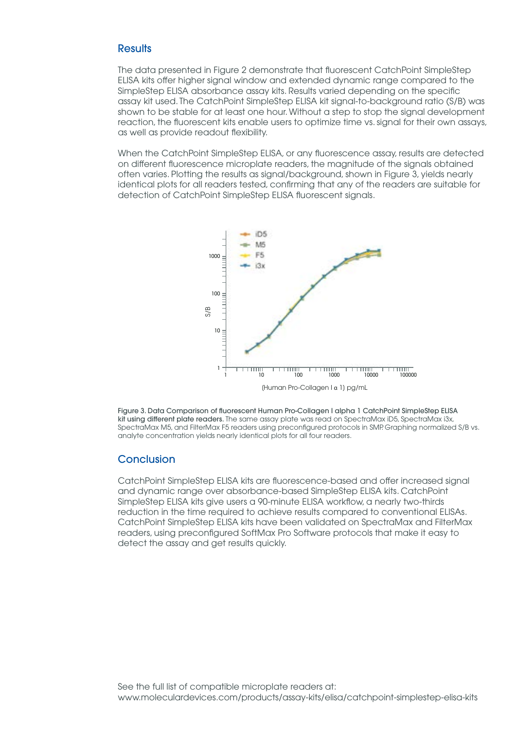## Results

The data presented in Figure 2 demonstrate that fluorescent CatchPoint SimpleStep ELISA kits offer higher signal window and extended dynamic range compared to the SimpleStep ELISA absorbance assay kits. Results varied depending on the specific assay kit used. The CatchPoint SimpleStep ELISA kit signal-to-background ratio (S/B) was shown to be stable for at least one hour. Without a step to stop the signal development reaction, the fluorescent kits enable users to optimize time vs. signal for their own assays, as well as provide readout flexibility.

When the CatchPoint SimpleStep ELISA, or any fluorescence assay, results are detected on different fluorescence microplate readers, the magnitude of the signals obtained often varies. Plotting the results as signal/background, shown in Figure 3, yields nearly identical plots for all readers tested, confirming that any of the readers are suitable for detection of CatchPoint SimpleStep ELISA fluorescent signals.

**Figure 3. Data Comparison of fluorescent Human Pro-Collagen I alpha 1 CatchPoint SimpleStep ELISA kit using different plate readers.** The same assay plate was read on SpectraMax iD5, SpectraMax i3x, SpectraMax M5, and FilterMax F5 readers using preconfigured protocols in SMP. Graphing normalized S/B vs. analyte concentration yields nearly identical plots for all four readers.

## Conclusion

CatchPoint SimpleStep ELISA kits are fluorescence-based and offer increased signal and dynamic range over absorbance-based SimpleStep ELISA kits. CatchPoint SimpleStep ELISA kits give users a 90-minute ELISA workflow, a nearly two-thirds reduction in the time required to achieve results compared to conventional ELISAs. CatchPoint SimpleStep ELISA kits have been validated on SpectraMax and FilterMax readers, using preconfigured SoftMax Pro Software protocols that make it easy to detect the assay and get results quickly.

See the full list of compatible microplate readers at:
www.moleculardevices.com/products/assay-kits/elisa/catchpoint-simplestep-elisa-kits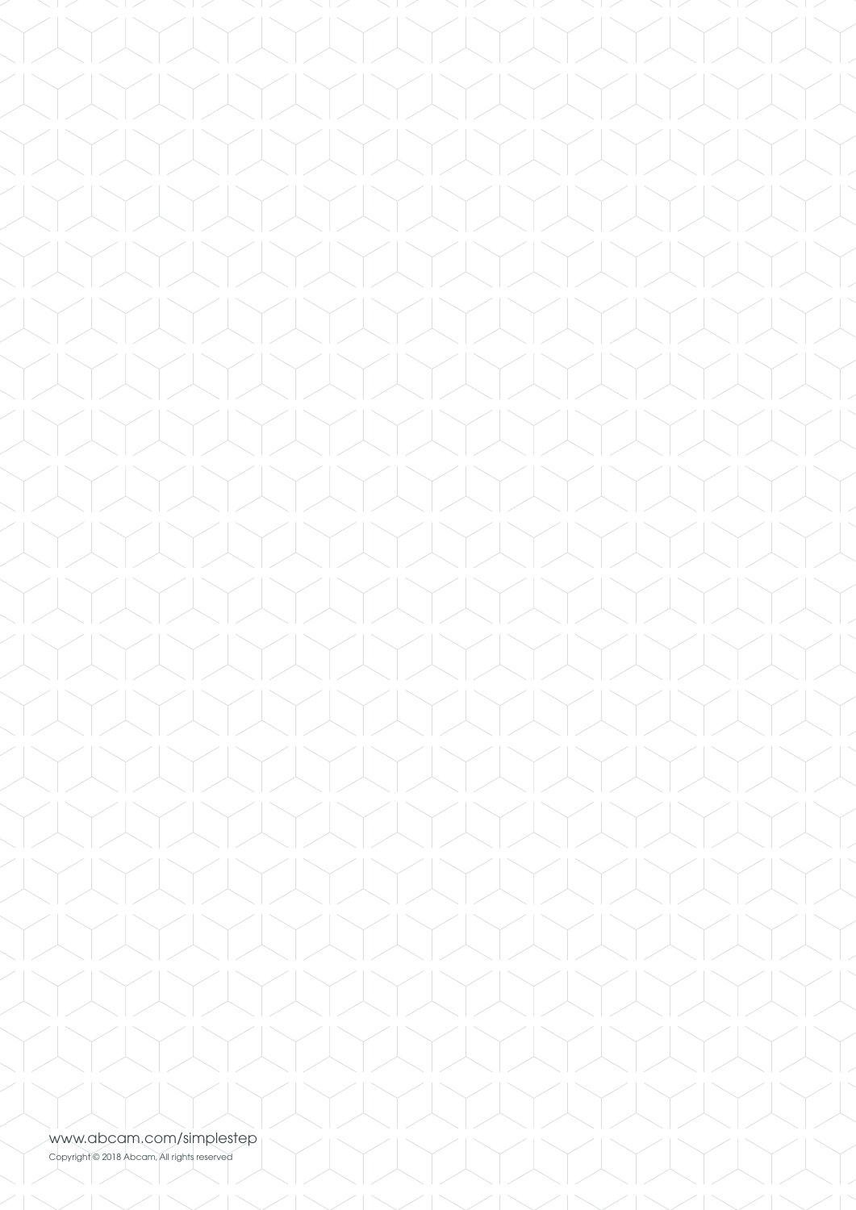www.abcam.com/simplestep

Copyright © 2018 Abcam, All rights reserved